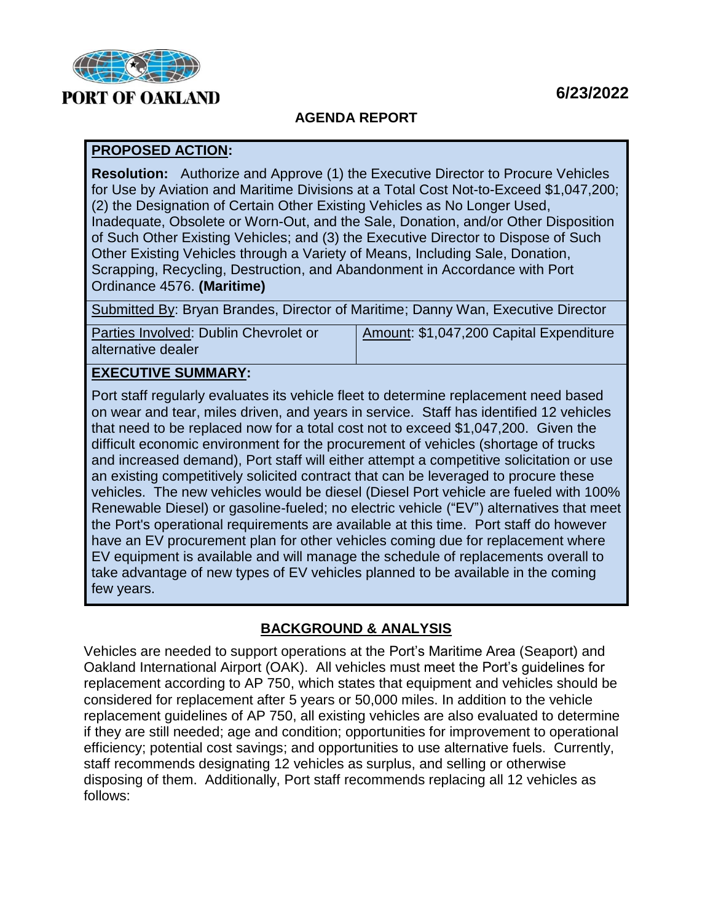PORT OF OAKLAND

**6/23/2022**

## AGENDA REPORT

**PROPOSED ACTION:**

**Resolution:** Authorize and Approve (1) the Executive Director to Procure Vehicles for Use by Aviation and Maritime Divisions at a Total Cost Not-to-Exceed $1,047,200; (2) the Designation of Certain Other Existing Vehicles as No Longer Used, Inadequate, Obsolete or Worn-Out, and the Sale, Donation, and/or Other Disposition of Such Other Existing Vehicles; and (3) the Executive Director to Dispose of Such Other Existing Vehicles through a Variety of Means, Including Sale, Donation, Scrapping, Recycling, Destruction, and Abandonment in Accordance with Port Ordinance 4576. **(Maritime)**

Submitted By: Bryan Brandes, Director of Maritime; Danny Wan, Executive Director

| Parties Involved: Dublin Chevrolet or alternative dealer | Amount: $1,047,200 Capital Expenditure |
|---|---|

**EXECUTIVE SUMMARY:**

Port staff regularly evaluates its vehicle fleet to determine replacement need based on wear and tear, miles driven, and years in service. Staff has identified 12 vehicles that need to be replaced now for a total cost not to exceed $1,047,200. Given the difficult economic environment for the procurement of vehicles (shortage of trucks and increased demand), Port staff will either attempt a competitive solicitation or use an existing competitively solicited contract that can be leveraged to procure these vehicles. The new vehicles would be diesel (Diesel Port vehicle are fueled with 100% Renewable Diesel) or gasoline-fueled; no electric vehicle ("EV") alternatives that meet the Port's operational requirements are available at this time. Port staff do however have an EV procurement plan for other vehicles coming due for replacement where EV equipment is available and will manage the schedule of replacements overall to take advantage of new types of EV vehicles planned to be available in the coming few years.

## BACKGROUND & ANALYSIS

Vehicles are needed to support operations at the Port's Maritime Area (Seaport) and Oakland International Airport (OAK). All vehicles must meet the Port's guidelines for replacement according to AP 750, which states that equipment and vehicles should be considered for replacement after 5 years or 50,000 miles. In addition to the vehicle replacement guidelines of AP 750, all existing vehicles are also evaluated to determine if they are still needed; age and condition; opportunities for improvement to operational efficiency; potential cost savings; and opportunities to use alternative fuels. Currently, staff recommends designating 12 vehicles as surplus, and selling or otherwise disposing of them. Additionally, Port staff recommends replacing all 12 vehicles as follows: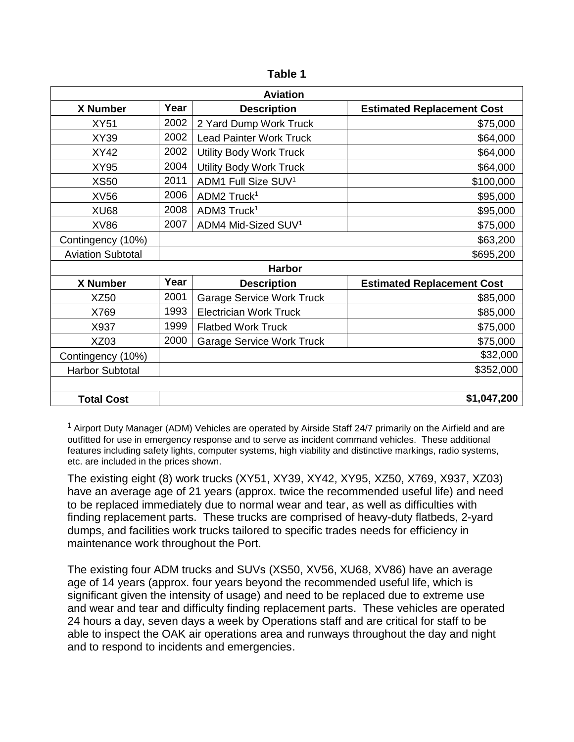**Table 1**

| Aviation | | | |
|---|---|---|---|
| **X Number** | **Year** | **Description** | **Estimated Replacement Cost** |
| XY51 | 2002 | 2 Yard Dump Work Truck | $75,000 |
| XY39 | 2002 | Lead Painter Work Truck | $64,000 |
| XY42 | 2002 | Utility Body Work Truck | $64,000 |
| XY95 | 2004 | Utility Body Work Truck | $64,000 |
| XS50 | 2011 | ADM1 Full Size SUV[1] | $100,000 |
| XV56 | 2006 | ADM2 Truck[1] | $95,000 |
| XU68 | 2008 | ADM3 Truck[1] | $95,000 |
| XV86 | 2007 | ADM4 Mid-Sized SUV[1] | $75,000 |
| Contingency (10%) | | | $63,200 |
| Aviation Subtotal | | | $695,200 |
| **Harbor** | | | |
| **X Number** | **Year** | **Description** | **Estimated Replacement Cost** |
| XZ50 | 2001 | Garage Service Work Truck | $85,000 |
| X769 | 1993 | Electrician Work Truck | $85,000 |
| X937 | 1999 | Flatbed Work Truck | $75,000 |
| XZ03 | 2000 | Garage Service Work Truck | $75,000 |
| Contingency (10%) | | | $32,000 |
| Harbor Subtotal | | | $352,000 |
| | | | |
| **Total Cost** | | | **$1,047,200** |

[1] Airport Duty Manager (ADM) Vehicles are operated by Airside Staff 24/7 primarily on the Airfield and are outfitted for use in emergency response and to serve as incident command vehicles. These additional features including safety lights, computer systems, high viability and distinctive markings, radio systems, etc. are included in the prices shown.

The existing eight (8) work trucks (XY51, XY39, XY42, XY95, XZ50, X769, X937, XZ03) have an average age of 21 years (approx. twice the recommended useful life) and need to be replaced immediately due to normal wear and tear, as well as difficulties with finding replacement parts. These trucks are comprised of heavy-duty flatbeds, 2-yard dumps, and facilities work trucks tailored to specific trades needs for efficiency in maintenance work throughout the Port.

The existing four ADM trucks and SUVs (XS50, XV56, XU68, XV86) have an average age of 14 years (approx. four years beyond the recommended useful life, which is significant given the intensity of usage) and need to be replaced due to extreme use and wear and tear and difficulty finding replacement parts. These vehicles are operated 24 hours a day, seven days a week by Operations staff and are critical for staff to be able to inspect the OAK air operations area and runways throughout the day and night and to respond to incidents and emergencies.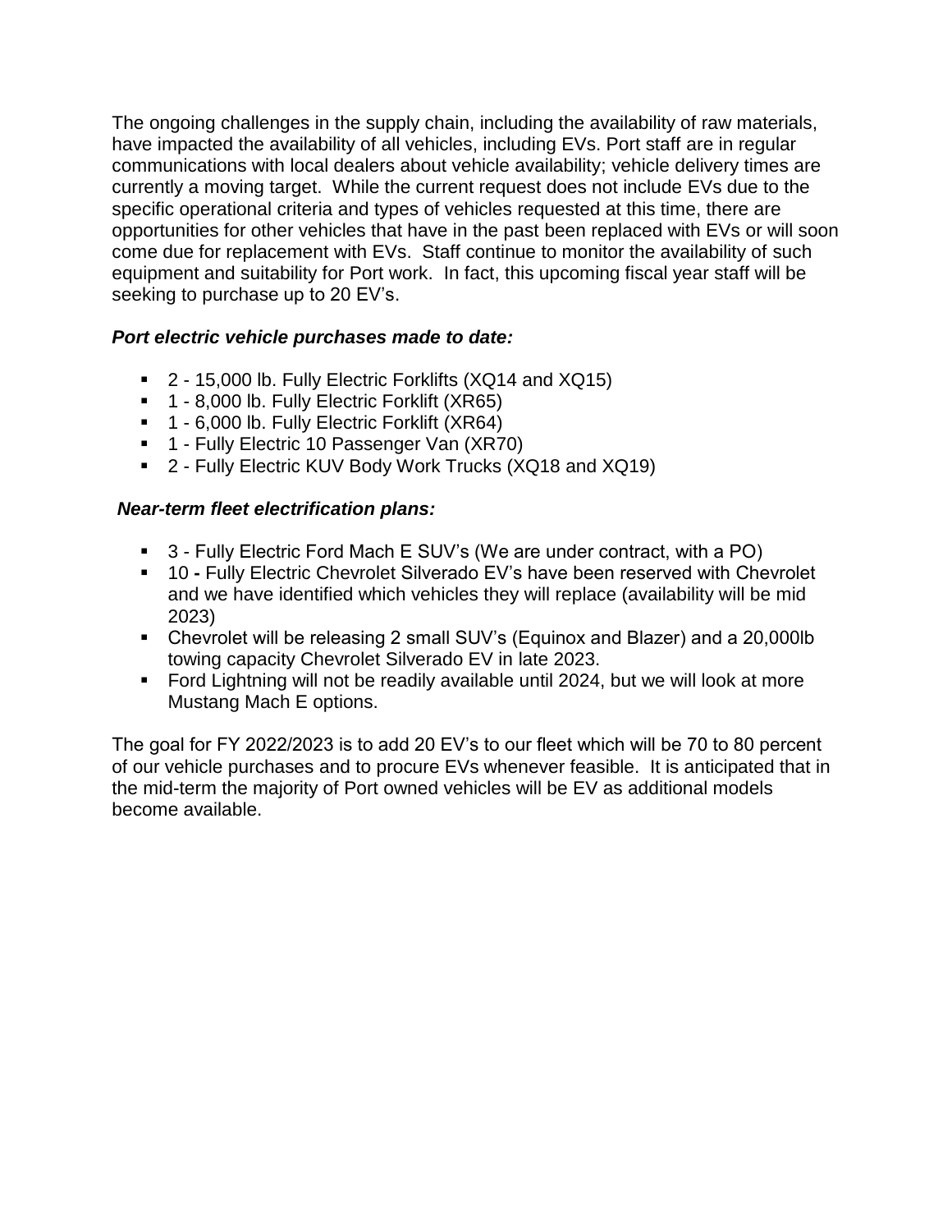The ongoing challenges in the supply chain, including the availability of raw materials, have impacted the availability of all vehicles, including EVs. Port staff are in regular communications with local dealers about vehicle availability; vehicle delivery times are currently a moving target. While the current request does not include EVs due to the specific operational criteria and types of vehicles requested at this time, there are opportunities for other vehicles that have in the past been replaced with EVs or will soon come due for replacement with EVs. Staff continue to monitor the availability of such equipment and suitability for Port work. In fact, this upcoming fiscal year staff will be seeking to purchase up to 20 EV's.

***Port electric vehicle purchases made to date:***

- 2 - 15,000 lb. Fully Electric Forklifts (XQ14 and XQ15)
- 1 - 8,000 lb. Fully Electric Forklift (XR65)
- 1 - 6,000 lb. Fully Electric Forklift (XR64)
- 1 - Fully Electric 10 Passenger Van (XR70)
- 2 - Fully Electric KUV Body Work Trucks (XQ18 and XQ19)

***Near-term fleet electrification plans:***

- 3 - Fully Electric Ford Mach E SUV's (We are under contract, with a PO)
- 10 **-** Fully Electric Chevrolet Silverado EV's have been reserved with Chevrolet and we have identified which vehicles they will replace (availability will be mid 2023)
- Chevrolet will be releasing 2 small SUV's (Equinox and Blazer) and a 20,000lb towing capacity Chevrolet Silverado EV in late 2023.
- Ford Lightning will not be readily available until 2024, but we will look at more Mustang Mach E options.

The goal for FY 2022/2023 is to add 20 EV's to our fleet which will be 70 to 80 percent of our vehicle purchases and to procure EVs whenever feasible. It is anticipated that in the mid-term the majority of Port owned vehicles will be EV as additional models become available.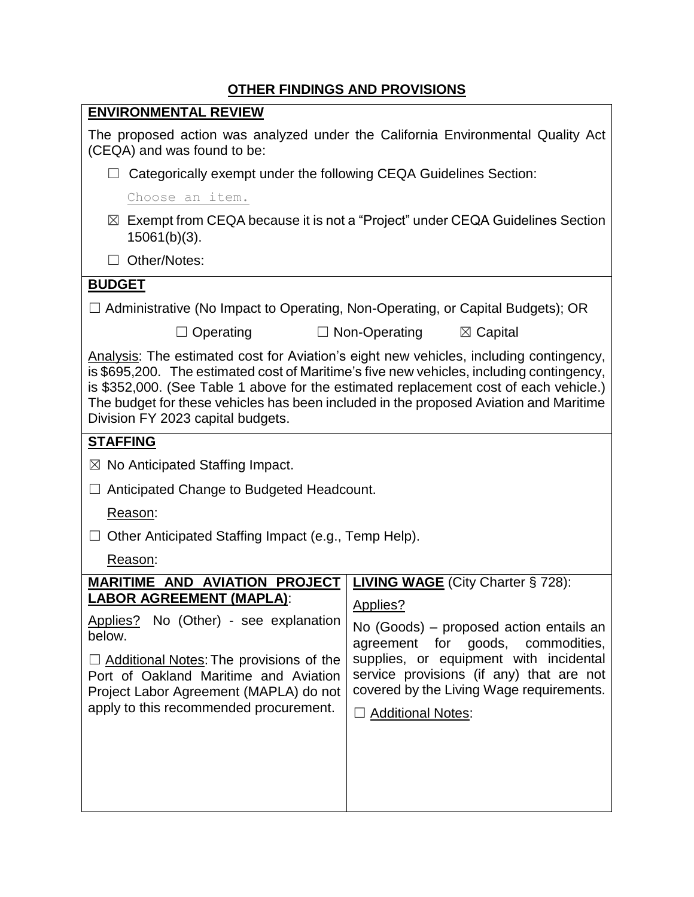## OTHER FINDINGS AND PROVISIONS

### ENVIRONMENTAL REVIEW

The proposed action was analyzed under the California Environmental Quality Act (CEQA) and was found to be:

☐ Categorically exempt under the following CEQA Guidelines Section:

Choose an item.

☒ Exempt from CEQA because it is not a "Project" under CEQA Guidelines Section 15061(b)(3).

☐ Other/Notes:

### BUDGET

☐ Administrative (No Impact to Operating, Non-Operating, or Capital Budgets); OR

☐ Operating ☐ Non-Operating ☒ Capital

Analysis: The estimated cost for Aviation's eight new vehicles, including contingency, is $695,200. The estimated cost of Maritime's five new vehicles, including contingency, is $352,000. (See Table 1 above for the estimated replacement cost of each vehicle.) The budget for these vehicles has been included in the proposed Aviation and Maritime Division FY 2023 capital budgets.

### STAFFING

☒ No Anticipated Staffing Impact.

☐ Anticipated Change to Budgeted Headcount.

Reason:

☐ Other Anticipated Staffing Impact (e.g., Temp Help).

Reason:

### MARITIME AND AVIATION PROJECT LABOR AGREEMENT (MAPLA):

Applies? No (Other) - see explanation below.

☐ Additional Notes: The provisions of the Port of Oakland Maritime and Aviation Project Labor Agreement (MAPLA) do not apply to this recommended procurement.

### LIVING WAGE (City Charter § 728):

Applies?

No (Goods) – proposed action entails an agreement for goods, commodities, supplies, or equipment with incidental service provisions (if any) that are not covered by the Living Wage requirements.

☐ Additional Notes: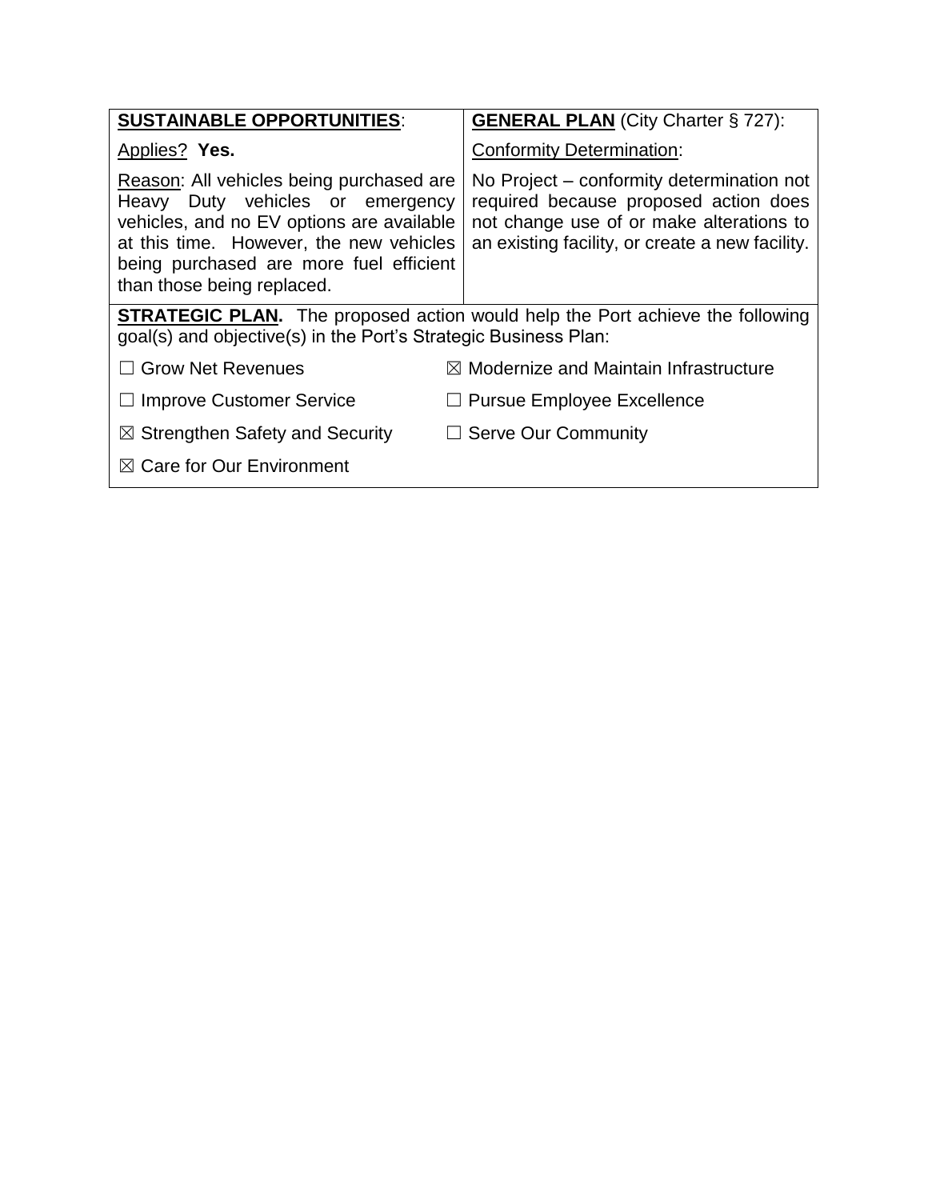| **SUSTAINABLE OPPORTUNITIES**: | **GENERAL PLAN** (City Charter § 727): |
| --- | --- |
| Applies? **Yes.** | Conformity Determination: |
| Reason: All vehicles being purchased are Heavy Duty vehicles or emergency vehicles, and no EV options are available at this time. However, the new vehicles being purchased are more fuel efficient than those being replaced. | No Project – conformity determination not required because proposed action does not change use of or make alterations to an existing facility, or create a new facility. |

**STRATEGIC PLAN.** The proposed action would help the Port achieve the following goal(s) and objective(s) in the Port's Strategic Business Plan:

| | |
| --- | --- |
| ☐ Grow Net Revenues | ☒ Modernize and Maintain Infrastructure |
| ☐ Improve Customer Service | ☐ Pursue Employee Excellence |
| ☒ Strengthen Safety and Security | ☐ Serve Our Community |
| ☒ Care for Our Environment | |